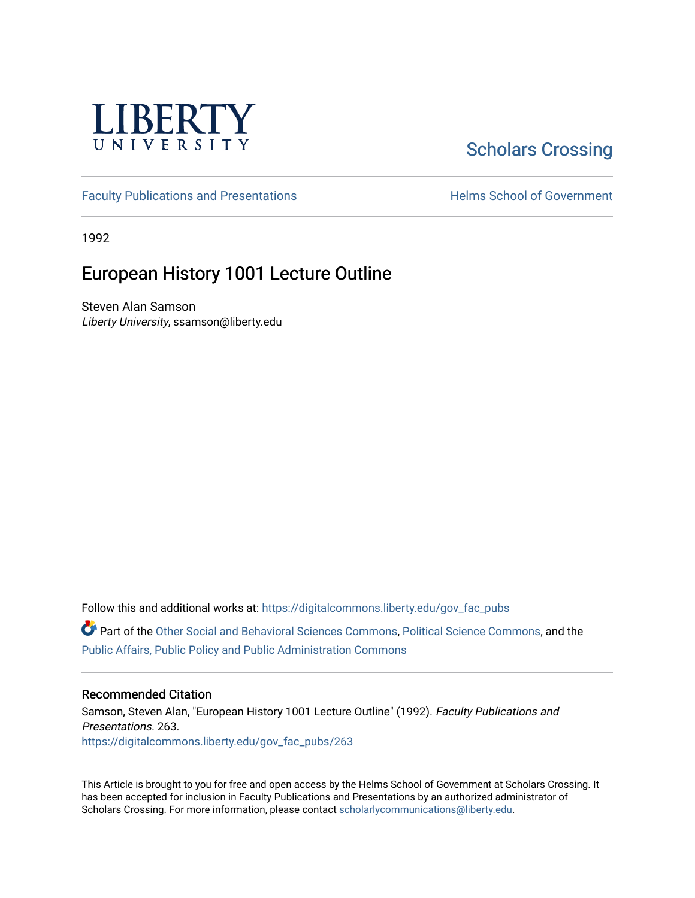LIBERTY UNIVERSITY

Scholars Crossing

Faculty Publications and Presentations

Helms School of Government

1992

# European History 1001 Lecture Outline

Steven Alan Samson
*Liberty University*, ssamson@liberty.edu

Follow this and additional works at: https://digitalcommons.liberty.edu/gov_fac_pubs

Part of the Other Social and Behavioral Sciences Commons, Political Science Commons, and the Public Affairs, Public Policy and Public Administration Commons

## Recommended Citation

Samson, Steven Alan, "European History 1001 Lecture Outline" (1992). *Faculty Publications and Presentations*. 263.
https://digitalcommons.liberty.edu/gov_fac_pubs/263

This Article is brought to you for free and open access by the Helms School of Government at Scholars Crossing. It has been accepted for inclusion in Faculty Publications and Presentations by an authorized administrator of Scholars Crossing. For more information, please contact scholarlycommunications@liberty.edu.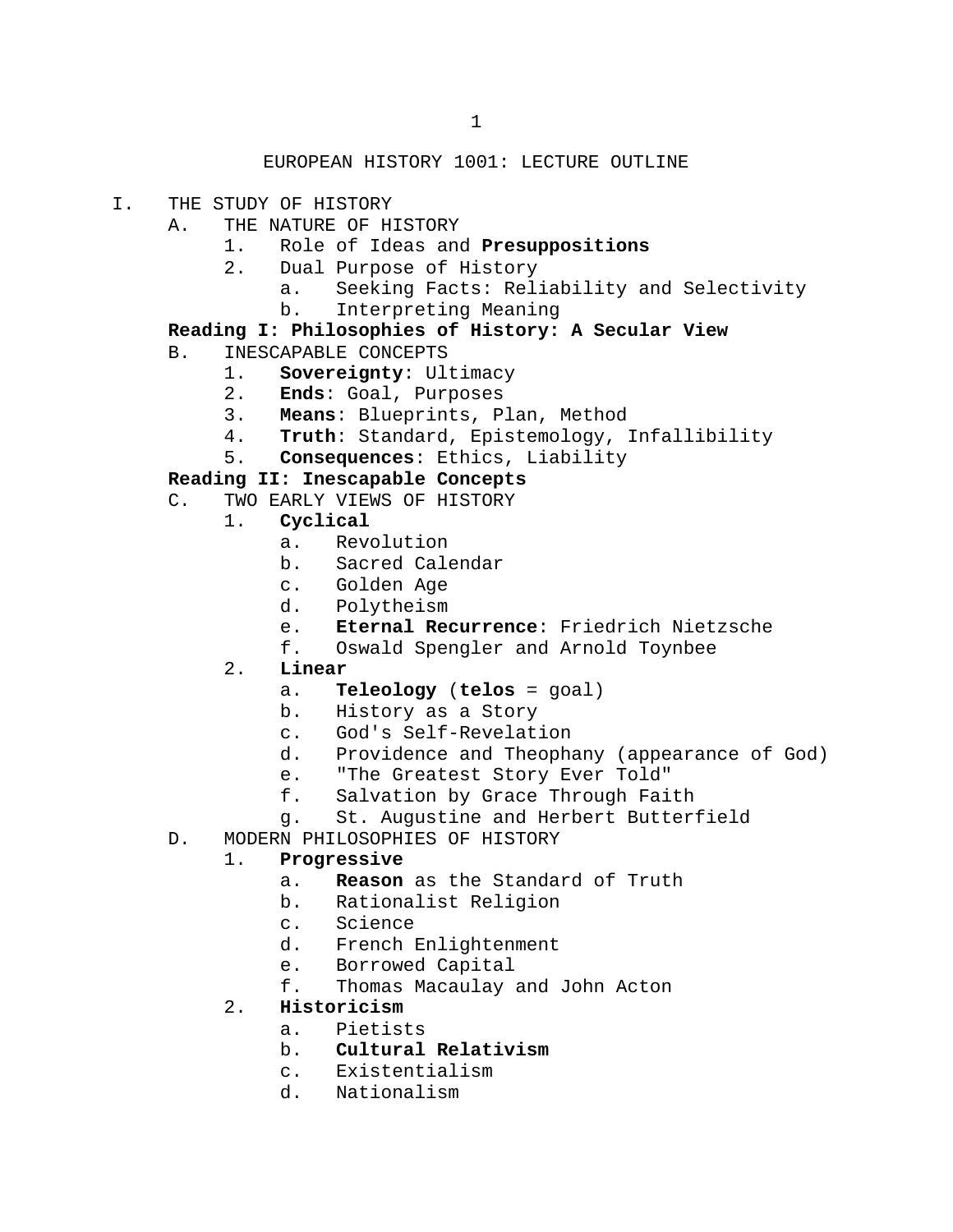# EUROPEAN HISTORY 1001: LECTURE OUTLINE

- I. THE STUDY OF HISTORY
  - A. THE NATURE OF HISTORY
    - 1. Role of Ideas and **Presuppositions**
    - 2. Dual Purpose of History
      - a. Seeking Facts: Reliability and Selectivity
      - b. Interpreting Meaning

  **Reading I: Philosophies of History: A Secular View**

  - B. INESCAPABLE CONCEPTS
    - 1. **Sovereignty**: Ultimacy
    - 2. **Ends**: Goal, Purposes
    - 3. **Means**: Blueprints, Plan, Method
    - 4. **Truth**: Standard, Epistemology, Infallibility
    - 5. **Consequences**: Ethics, Liability

  **Reading II: Inescapable Concepts**

  - C. TWO EARLY VIEWS OF HISTORY
    - 1. **Cyclical**
      - a. Revolution
      - b. Sacred Calendar
      - c. Golden Age
      - d. Polytheism
      - e. **Eternal Recurrence**: Friedrich Nietzsche
      - f. Oswald Spengler and Arnold Toynbee
    - 2. **Linear**
      - a. **Teleology** (**telos** = goal)
      - b. History as a Story
      - c. God's Self-Revelation
      - d. Providence and Theophany (appearance of God)
      - e. "The Greatest Story Ever Told"
      - f. Salvation by Grace Through Faith
      - g. St. Augustine and Herbert Butterfield
  - D. MODERN PHILOSOPHIES OF HISTORY
    - 1. **Progressive**
      - a. **Reason** as the Standard of Truth
      - b. Rationalist Religion
      - c. Science
      - d. French Enlightenment
      - e. Borrowed Capital
      - f. Thomas Macaulay and John Acton
    - 2. **Historicism**
      - a. Pietists
      - b. **Cultural Relativism**
      - c. Existentialism
      - d. Nationalism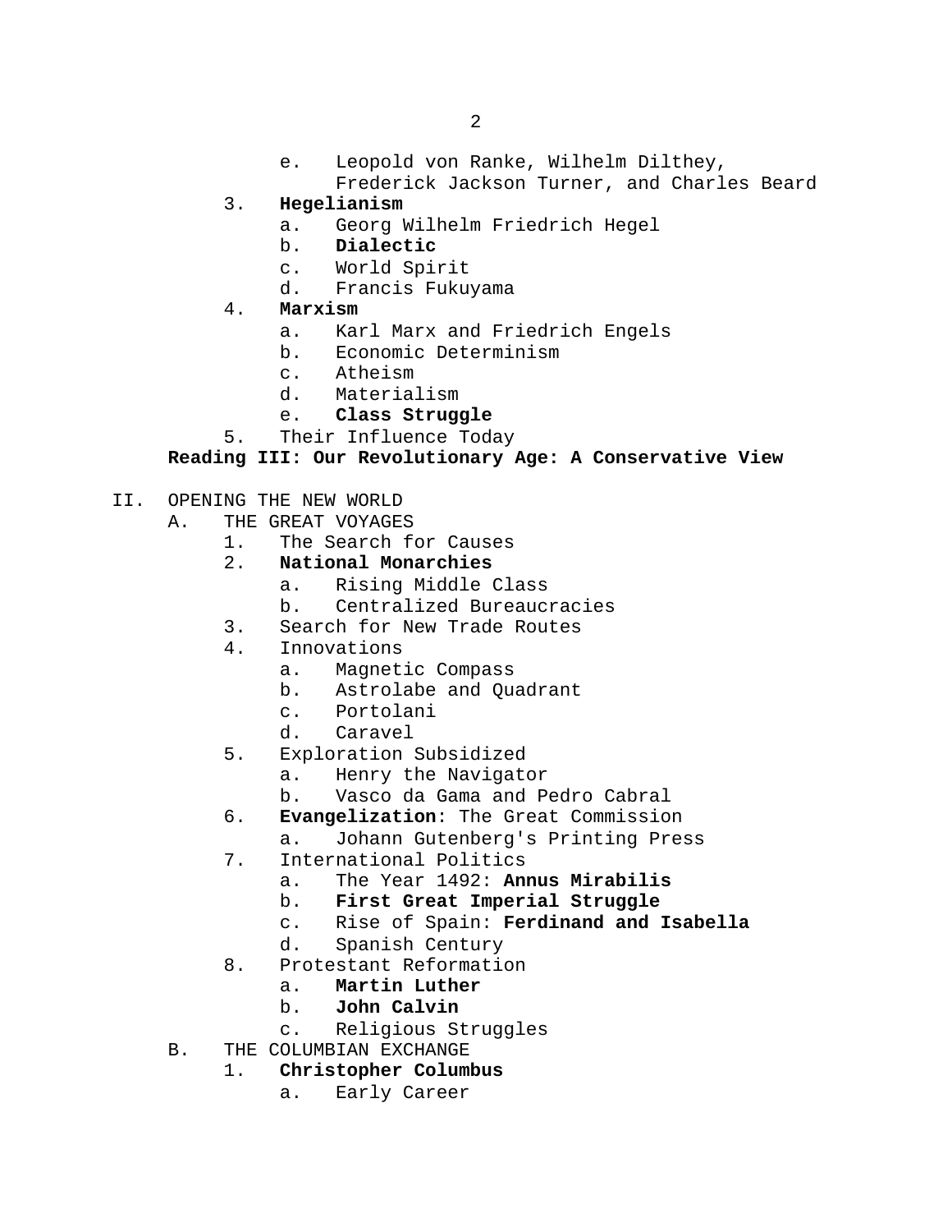- e. Leopold von Ranke, Wilhelm Dilthey, Frederick Jackson Turner, and Charles Beard

3. **Hegelianism**
   - a. Georg Wilhelm Friedrich Hegel
   - b. **Dialectic**
   - c. World Spirit
   - d. Francis Fukuyama
4. **Marxism**
   - a. Karl Marx and Friedrich Engels
   - b. Economic Determinism
   - c. Atheism
   - d. Materialism
   - e. **Class Struggle**
5. Their Influence Today

**Reading III: Our Revolutionary Age: A Conservative View**

II. OPENING THE NEW WORLD

A. THE GREAT VOYAGES

1. The Search for Causes
2. **National Monarchies**
   - a. Rising Middle Class
   - b. Centralized Bureaucracies
3. Search for New Trade Routes
4. Innovations
   - a. Magnetic Compass
   - b. Astrolabe and Quadrant
   - c. Portolani
   - d. Caravel
5. Exploration Subsidized
   - a. Henry the Navigator
   - b. Vasco da Gama and Pedro Cabral
6. **Evangelization**: The Great Commission
   - a. Johann Gutenberg's Printing Press
7. International Politics
   - a. The Year 1492: **Annus Mirabilis**
   - b. **First Great Imperial Struggle**
   - c. Rise of Spain: **Ferdinand and Isabella**
   - d. Spanish Century
8. Protestant Reformation
   - a. **Martin Luther**
   - b. **John Calvin**
   - c. Religious Struggles

B. THE COLUMBIAN EXCHANGE

1. **Christopher Columbus**
   - a. Early Career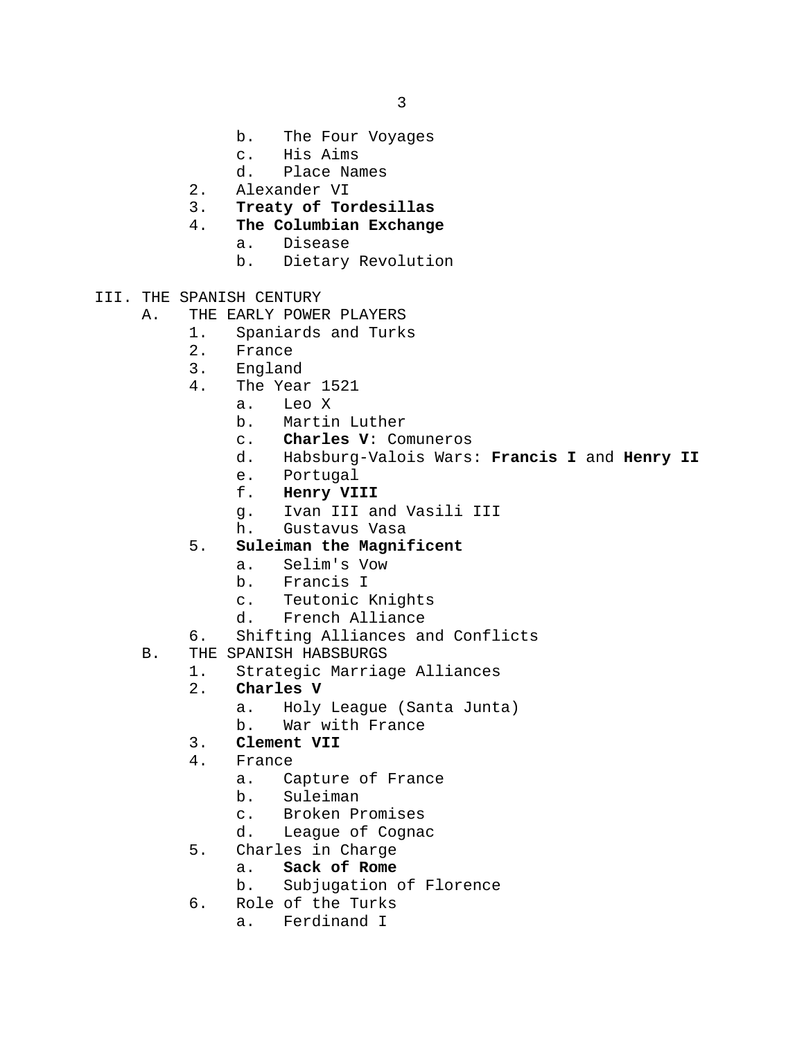b. The Four Voyages
            c. His Aims
            d. Place Names
        2. Alexander VI
        3. **Treaty of Tordesillas**
        4. **The Columbian Exchange**
            a. Disease
            b. Dietary Revolution

III. THE SPANISH CENTURY
    A. THE EARLY POWER PLAYERS
        1. Spaniards and Turks
        2. France
        3. England
        4. The Year 1521
            a. Leo X
            b. Martin Luther
            c. **Charles V**: Comuneros
            d. Habsburg-Valois Wars: **Francis I** and **Henry II**
            e. Portugal
            f. **Henry VIII**
            g. Ivan III and Vasili III
            h. Gustavus Vasa
        5. **Suleiman the Magnificent**
            a. Selim's Vow
            b. Francis I
            c. Teutonic Knights
            d. French Alliance
        6. Shifting Alliances and Conflicts
    B. THE SPANISH HABSBURGS
        1. Strategic Marriage Alliances
        2. **Charles V**
            a. Holy League (Santa Junta)
            b. War with France
        3. **Clement VII**
        4. France
            a. Capture of France
            b. Suleiman
            c. Broken Promises
            d. League of Cognac
        5. Charles in Charge
            a. **Sack of Rome**
            b. Subjugation of Florence
        6. Role of the Turks
            a. Ferdinand I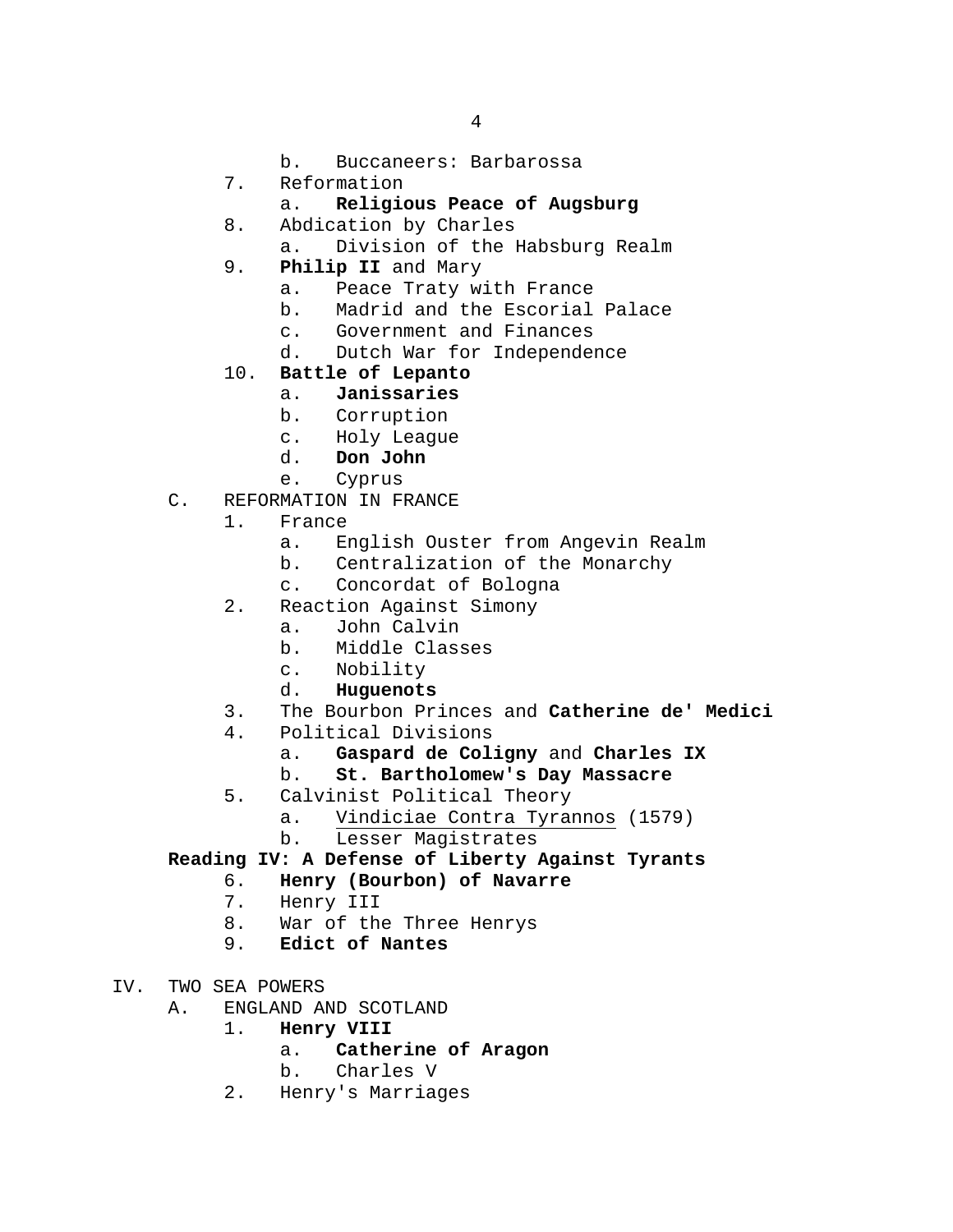- b. Buccaneers: Barbarossa
- 7. Reformation
  - a. **Religious Peace of Augsburg**
- 8. Abdication by Charles
  - a. Division of the Habsburg Realm
- 9. **Philip II** and Mary
  - a. Peace Traty with France
  - b. Madrid and the Escorial Palace
  - c. Government and Finances
  - d. Dutch War for Independence
- 10. **Battle of Lepanto**
  - a. **Janissaries**
  - b. Corruption
  - c. Holy League
  - d. **Don John**
  - e. Cyprus

C. REFORMATION IN FRANCE

- 1. France
  - a. English Ouster from Angevin Realm
  - b. Centralization of the Monarchy
  - c. Concordat of Bologna
- 2. Reaction Against Simony
  - a. John Calvin
  - b. Middle Classes
  - c. Nobility
  - d. **Huguenots**
- 3. The Bourbon Princes and **Catherine de' Medici**
- 4. Political Divisions
  - a. **Gaspard de Coligny** and **Charles IX**
  - b. **St. Bartholomew's Day Massacre**
- 5. Calvinist Political Theory
  - a. <u>Vindiciae Contra Tyrannos</u> (1579)
  - b. Lesser Magistrates

**Reading IV: A Defense of Liberty Against Tyrants**

- 6. **Henry (Bourbon) of Navarre**
- 7. Henry III
- 8. War of the Three Henrys
- 9. **Edict of Nantes**

IV. TWO SEA POWERS

A. ENGLAND AND SCOTLAND

- 1. **Henry VIII**
  - a. **Catherine of Aragon**
  - b. Charles V
- 2. Henry's Marriages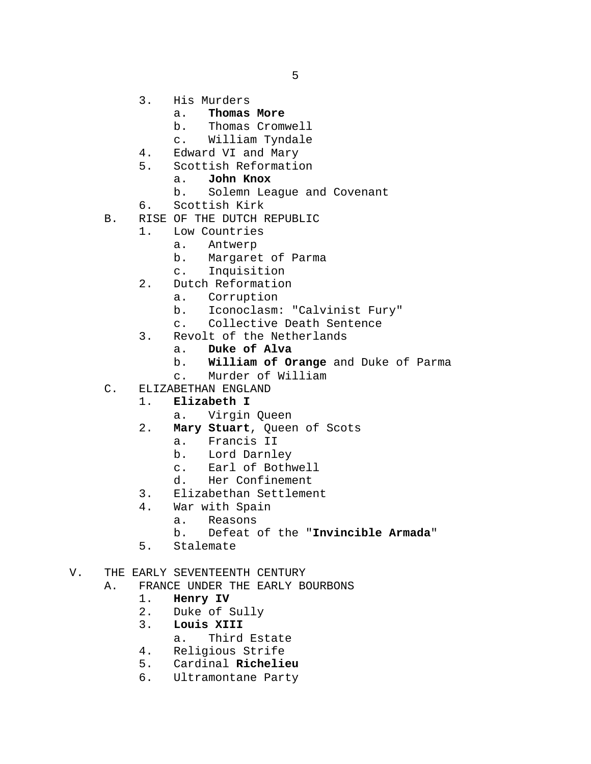3. His Murders
    a. **Thomas More**
    b. Thomas Cromwell
    c. William Tyndale
4. Edward VI and Mary
5. Scottish Reformation
    a. **John Knox**
    b. Solemn League and Covenant
6. Scottish Kirk

B. RISE OF THE DUTCH REPUBLIC
1. Low Countries
    a. Antwerp
    b. Margaret of Parma
    c. Inquisition
2. Dutch Reformation
    a. Corruption
    b. Iconoclasm: "Calvinist Fury"
    c. Collective Death Sentence
3. Revolt of the Netherlands
    a. **Duke of Alva**
    b. **William of Orange** and Duke of Parma
    c. Murder of William

C. ELIZABETHAN ENGLAND
1. **Elizabeth I**
    a. Virgin Queen
2. **Mary Stuart**, Queen of Scots
    a. Francis II
    b. Lord Darnley
    c. Earl of Bothwell
    d. Her Confinement
3. Elizabethan Settlement
4. War with Spain
    a. Reasons
    b. Defeat of the "**Invincible Armada**"
5. Stalemate

V. THE EARLY SEVENTEENTH CENTURY

A. FRANCE UNDER THE EARLY BOURBONS
1. **Henry IV**
2. Duke of Sully
3. **Louis XIII**
    a. Third Estate
4. Religious Strife
5. Cardinal **Richelieu**
6. Ultramontane Party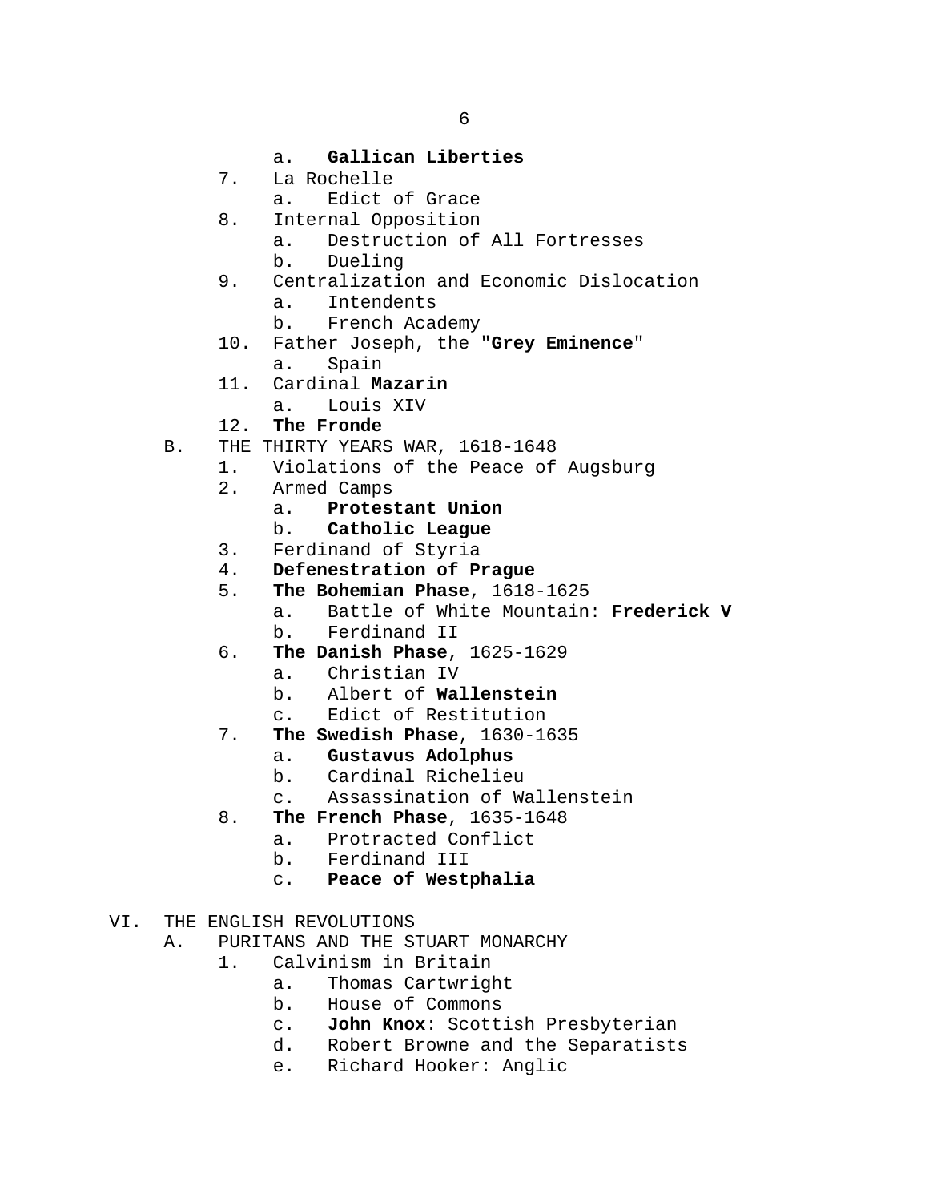a.   **Gallican Liberties**
        7.   La Rochelle
            a.   Edict of Grace
        8.   Internal Opposition
            a.   Destruction of All Fortresses
            b.   Dueling
        9.   Centralization and Economic Dislocation
            a.   Intendents
            b.   French Academy
        10.  Father Joseph, the "**Grey Eminence**"
            a.   Spain
        11.  Cardinal **Mazarin**
            a.   Louis XIV
        12.  **The Fronde**
    B.   THE THIRTY YEARS WAR, 1618-1648
        1.   Violations of the Peace of Augsburg
        2.   Armed Camps
            a.   **Protestant Union**
            b.   **Catholic League**
        3.   Ferdinand of Styria
        4.   **Defenestration of Prague**
        5.   **The Bohemian Phase**, 1618-1625
            a.   Battle of White Mountain: **Frederick V**
            b.   Ferdinand II
        6.   **The Danish Phase**, 1625-1629
            a.   Christian IV
            b.   Albert of **Wallenstein**
            c.   Edict of Restitution
        7.   **The Swedish Phase**, 1630-1635
            a.   **Gustavus Adolphus**
            b.   Cardinal Richelieu
            c.   Assassination of Wallenstein
        8.   **The French Phase**, 1635-1648
            a.   Protracted Conflict
            b.   Ferdinand III
            c.   **Peace of Westphalia**

VI.  THE ENGLISH REVOLUTIONS
    A.   PURITANS AND THE STUART MONARCHY
        1.   Calvinism in Britain
            a.   Thomas Cartwright
            b.   House of Commons
            c.   **John Knox**: Scottish Presbyterian
            d.   Robert Browne and the Separatists
            e.   Richard Hooker: Anglic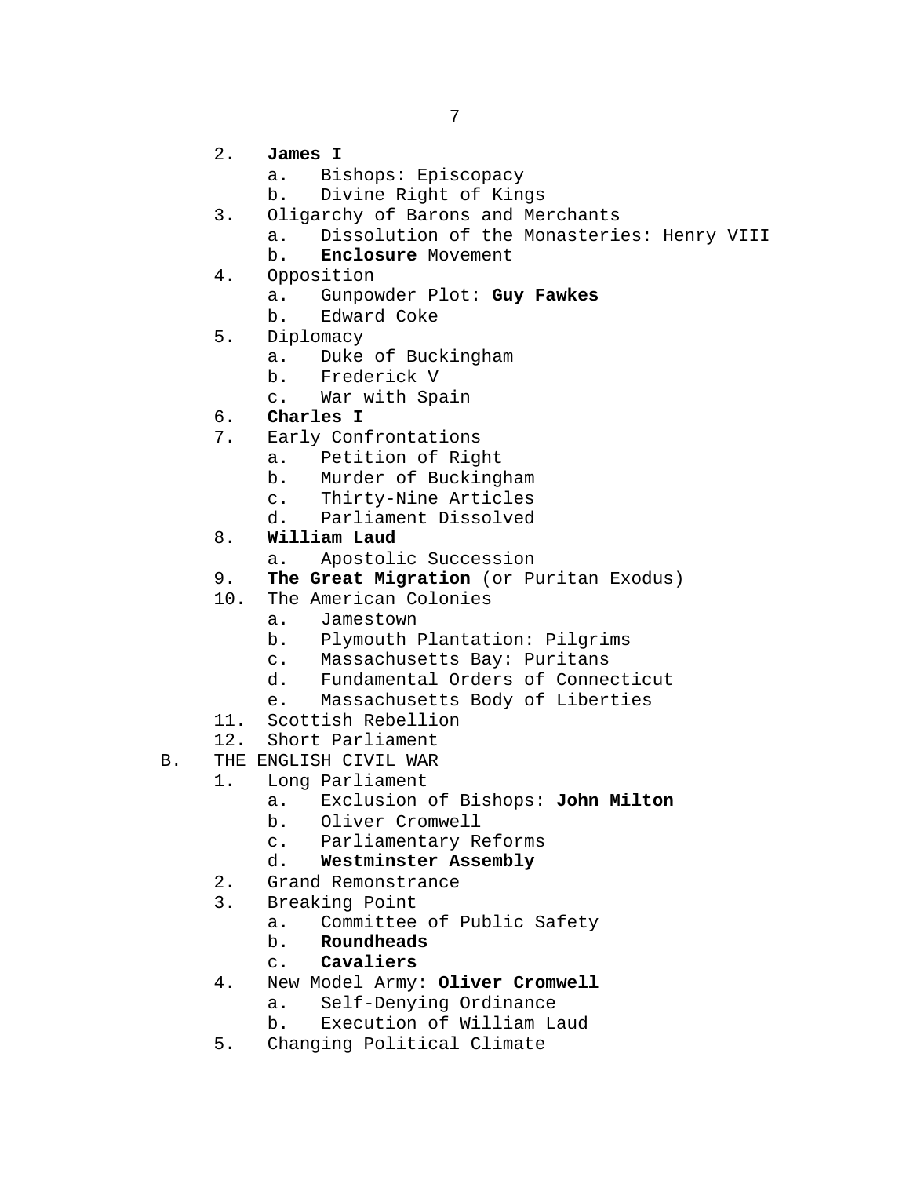2. **James I**
    a. Bishops: Episcopacy
    b. Divine Right of Kings
3. Oligarchy of Barons and Merchants
    a. Dissolution of the Monasteries: Henry VIII
    b. **Enclosure** Movement
4. Opposition
    a. Gunpowder Plot: **Guy Fawkes**
    b. Edward Coke
5. Diplomacy
    a. Duke of Buckingham
    b. Frederick V
    c. War with Spain
6. **Charles I**
7. Early Confrontations
    a. Petition of Right
    b. Murder of Buckingham
    c. Thirty-Nine Articles
    d. Parliament Dissolved
8. **William Laud**
    a. Apostolic Succession
9. **The Great Migration** (or Puritan Exodus)
10. The American Colonies
    a. Jamestown
    b. Plymouth Plantation: Pilgrims
    c. Massachusetts Bay: Puritans
    d. Fundamental Orders of Connecticut
    e. Massachusetts Body of Liberties
11. Scottish Rebellion
12. Short Parliament

B. THE ENGLISH CIVIL WAR

1. Long Parliament
    a. Exclusion of Bishops: **John Milton**
    b. Oliver Cromwell
    c. Parliamentary Reforms
    d. **Westminster Assembly**
2. Grand Remonstrance
3. Breaking Point
    a. Committee of Public Safety
    b. **Roundheads**
    c. **Cavaliers**
4. New Model Army: **Oliver Cromwell**
    a. Self-Denying Ordinance
    b. Execution of William Laud
5. Changing Political Climate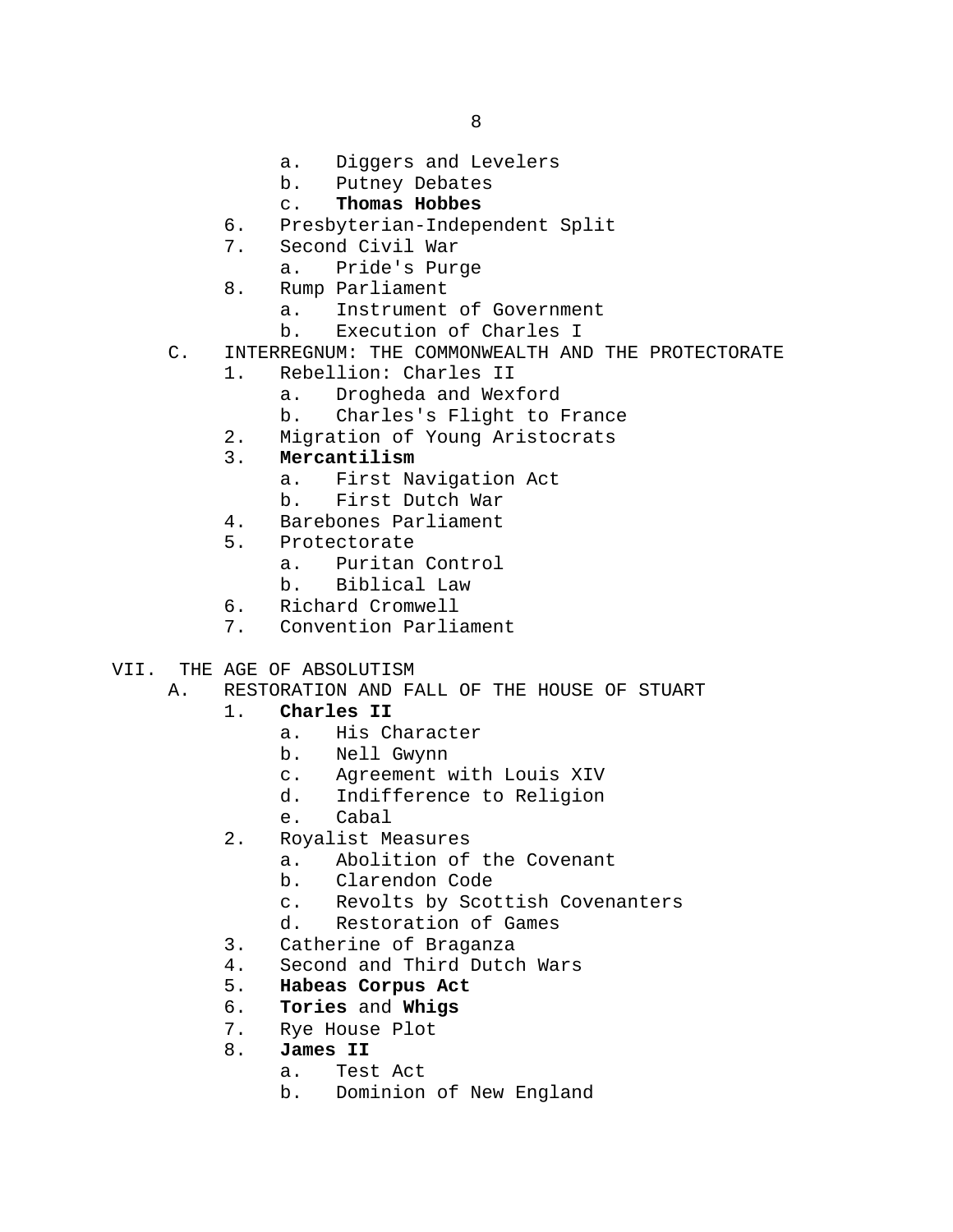a.   Diggers and Levelers
            b.   Putney Debates
            c.   **Thomas Hobbes**
        6.   Presbyterian-Independent Split
        7.   Second Civil War
            a.   Pride's Purge
        8.   Rump Parliament
            a.   Instrument of Government
            b.   Execution of Charles I
    C.   INTERREGNUM: THE COMMONWEALTH AND THE PROTECTORATE
        1.   Rebellion: Charles II
            a.   Drogheda and Wexford
            b.   Charles's Flight to France
        2.   Migration of Young Aristocrats
        3.   **Mercantilism**
            a.   First Navigation Act
            b.   First Dutch War
        4.   Barebones Parliament
        5.   Protectorate
            a.   Puritan Control
            b.   Biblical Law
        6.   Richard Cromwell
        7.   Convention Parliament

VII.  THE AGE OF ABSOLUTISM
    A.   RESTORATION AND FALL OF THE HOUSE OF STUART
        1.   **Charles II**
            a.   His Character
            b.   Nell Gwynn
            c.   Agreement with Louis XIV
            d.   Indifference to Religion
            e.   Cabal
        2.   Royalist Measures
            a.   Abolition of the Covenant
            b.   Clarendon Code
            c.   Revolts by Scottish Covenanters
            d.   Restoration of Games
        3.   Catherine of Braganza
        4.   Second and Third Dutch Wars
        5.   **Habeas Corpus Act**
        6.   **Tories** and **Whigs**
        7.   Rye House Plot
        8.   **James II**
            a.   Test Act
            b.   Dominion of New England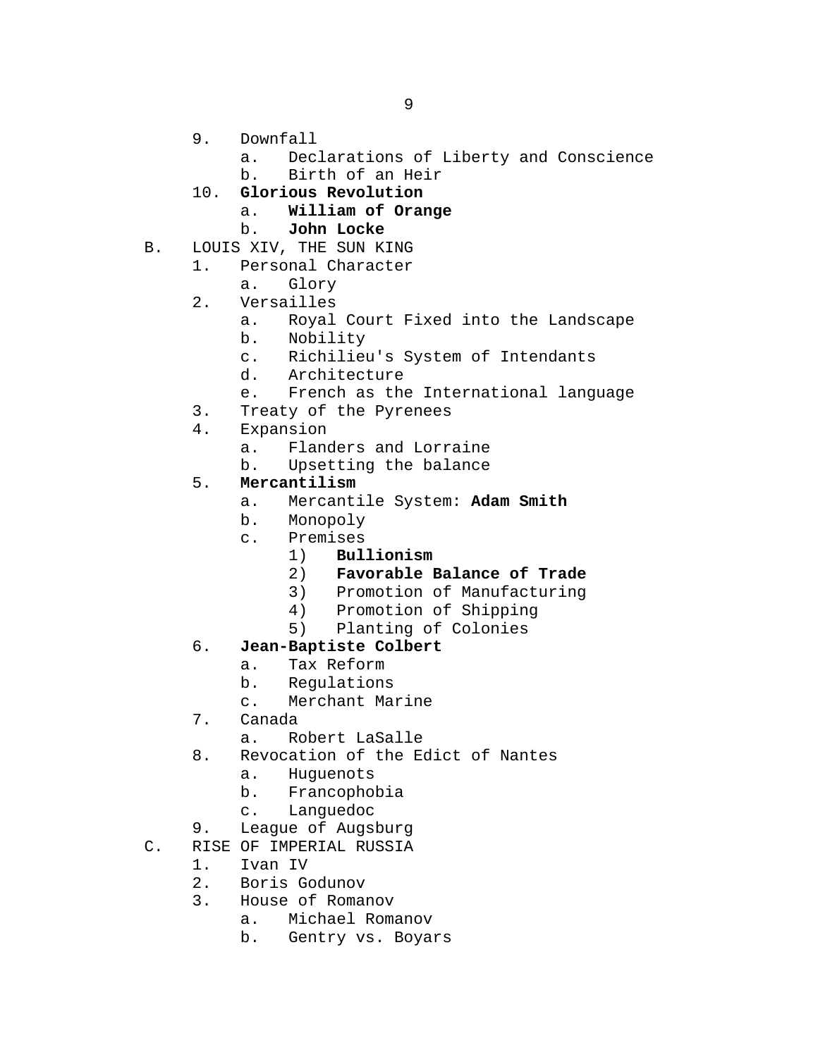9. Downfall
    a. Declarations of Liberty and Conscience
    b. Birth of an Heir
10. **Glorious Revolution**
    a. **William of Orange**
    b. **John Locke**

B. LOUIS XIV, THE SUN KING
1. Personal Character
    a. Glory
2. Versailles
    a. Royal Court Fixed into the Landscape
    b. Nobility
    c. Richilieu's System of Intendants
    d. Architecture
    e. French as the International language
3. Treaty of the Pyrenees
4. Expansion
    a. Flanders and Lorraine
    b. Upsetting the balance
5. **Mercantilism**
    a. Mercantile System: **Adam Smith**
    b. Monopoly
    c. Premises
        1) **Bullionism**
        2) **Favorable Balance of Trade**
        3) Promotion of Manufacturing
        4) Promotion of Shipping
        5) Planting of Colonies
6. **Jean-Baptiste Colbert**
    a. Tax Reform
    b. Regulations
    c. Merchant Marine
7. Canada
    a. Robert LaSalle
8. Revocation of the Edict of Nantes
    a. Huguenots
    b. Francophobia
    c. Languedoc
9. League of Augsburg

C. RISE OF IMPERIAL RUSSIA
1. Ivan IV
2. Boris Godunov
3. House of Romanov
    a. Michael Romanov
    b. Gentry vs. Boyars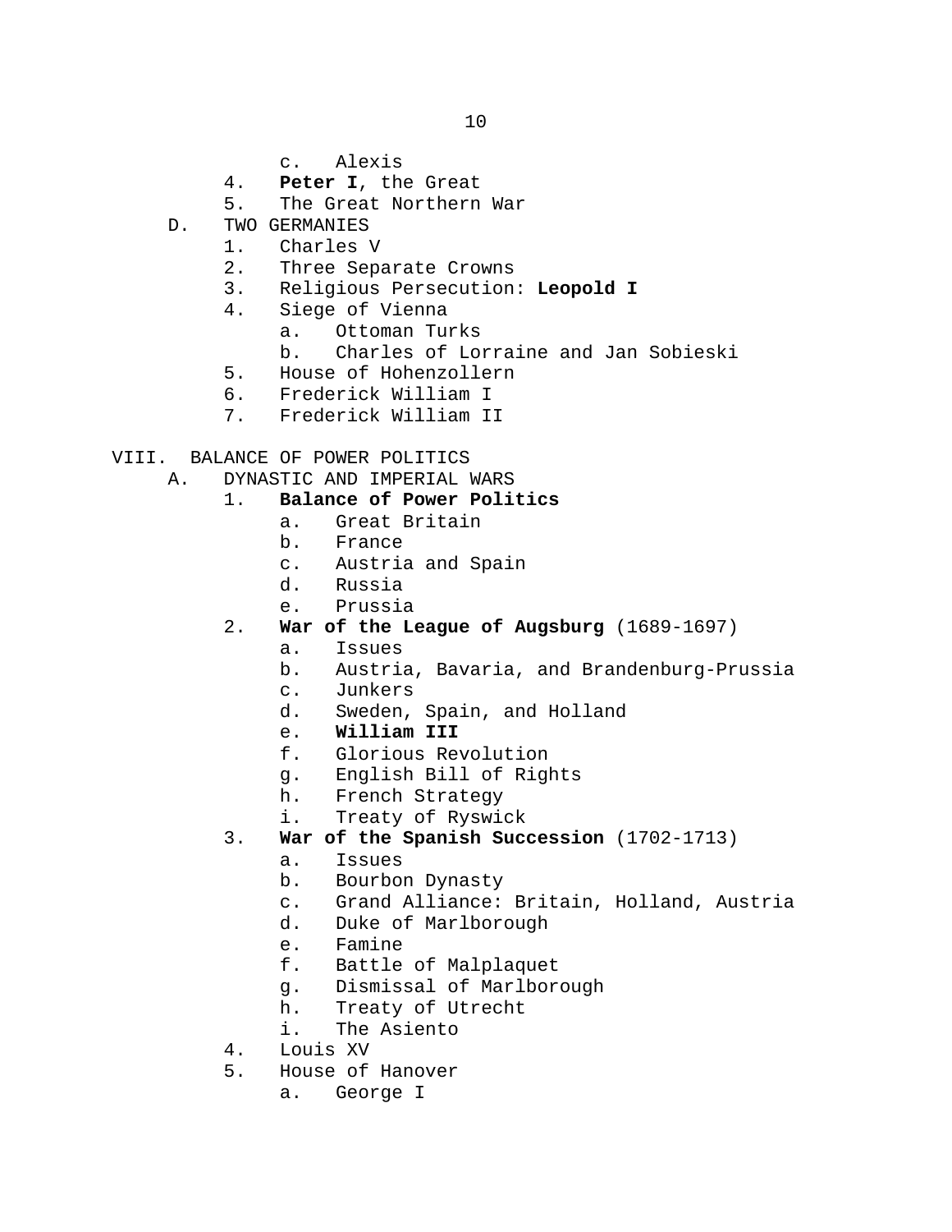c.   Alexis
        4.   **Peter I**, the Great
        5.   The Great Northern War
    D.   TWO GERMANIES
        1.   Charles V
        2.   Three Separate Crowns
        3.   Religious Persecution: **Leopold I**
        4.   Siege of Vienna
            a.   Ottoman Turks
            b.   Charles of Lorraine and Jan Sobieski
        5.   House of Hohenzollern
        6.   Frederick William I
        7.   Frederick William II

VIII.  BALANCE OF POWER POLITICS
    A.   DYNASTIC AND IMPERIAL WARS
        1.   **Balance of Power Politics**
            a.   Great Britain
            b.   France
            c.   Austria and Spain
            d.   Russia
            e.   Prussia
        2.   **War of the League of Augsburg** (1689-1697)
            a.   Issues
            b.   Austria, Bavaria, and Brandenburg-Prussia
            c.   Junkers
            d.   Sweden, Spain, and Holland
            e.   **William III**
            f.   Glorious Revolution
            g.   English Bill of Rights
            h.   French Strategy
            i.   Treaty of Ryswick
        3.   **War of the Spanish Succession** (1702-1713)
            a.   Issues
            b.   Bourbon Dynasty
            c.   Grand Alliance: Britain, Holland, Austria
            d.   Duke of Marlborough
            e.   Famine
            f.   Battle of Malplaquet
            g.   Dismissal of Marlborough
            h.   Treaty of Utrecht
            i.   The Asiento
        4.   Louis XV
        5.   House of Hanover
            a.   George I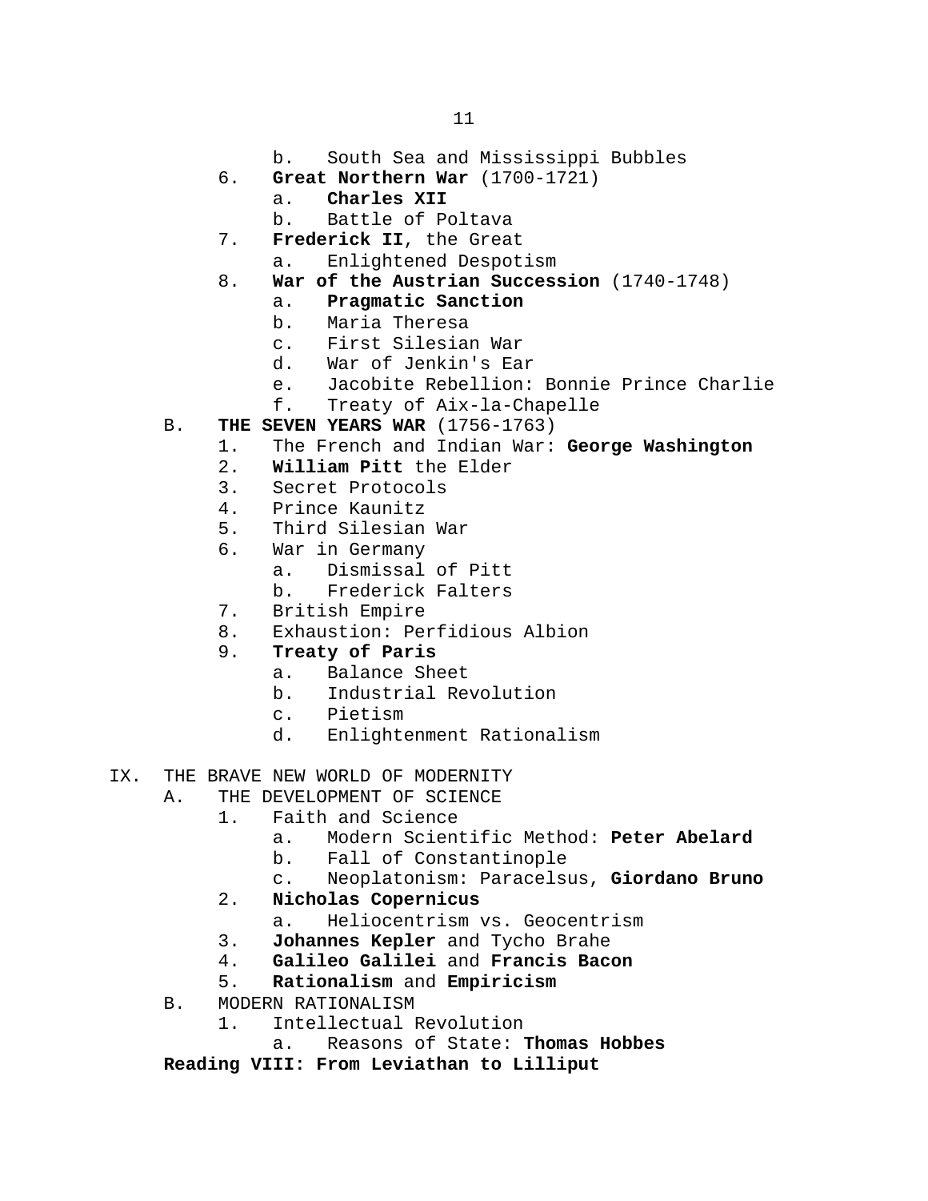b. South Sea and Mississippi Bubbles
    6. **Great Northern War** (1700-1721)
        a. **Charles XII**
        b. Battle of Poltava
    7. **Frederick II**, the Great
        a. Enlightened Despotism
    8. **War of the Austrian Succession** (1740-1748)
        a. **Pragmatic Sanction**
        b. Maria Theresa
        c. First Silesian War
        d. War of Jenkin's Ear
        e. Jacobite Rebellion: Bonnie Prince Charlie
        f. Treaty of Aix-la-Chapelle

B. **THE SEVEN YEARS WAR** (1756-1763)
    1. The French and Indian War: **George Washington**
    2. **William Pitt** the Elder
    3. Secret Protocols
    4. Prince Kaunitz
    5. Third Silesian War
    6. War in Germany
        a. Dismissal of Pitt
        b. Frederick Falters
    7. British Empire
    8. Exhaustion: Perfidious Albion
    9. **Treaty of Paris**
        a. Balance Sheet
        b. Industrial Revolution
        c. Pietism
        d. Enlightenment Rationalism

IX. THE BRAVE NEW WORLD OF MODERNITY

A. THE DEVELOPMENT OF SCIENCE
    1. Faith and Science
        a. Modern Scientific Method: **Peter Abelard**
        b. Fall of Constantinople
        c. Neoplatonism: Paracelsus, **Giordano Bruno**
    2. **Nicholas Copernicus**
        a. Heliocentrism vs. Geocentrism
    3. **Johannes Kepler** and Tycho Brahe
    4. **Galileo Galilei** and **Francis Bacon**
    5. **Rationalism** and **Empiricism**

B. MODERN RATIONALISM
    1. Intellectual Revolution
        a. Reasons of State: **Thomas Hobbes**

**Reading VIII: From Leviathan to Lilliput**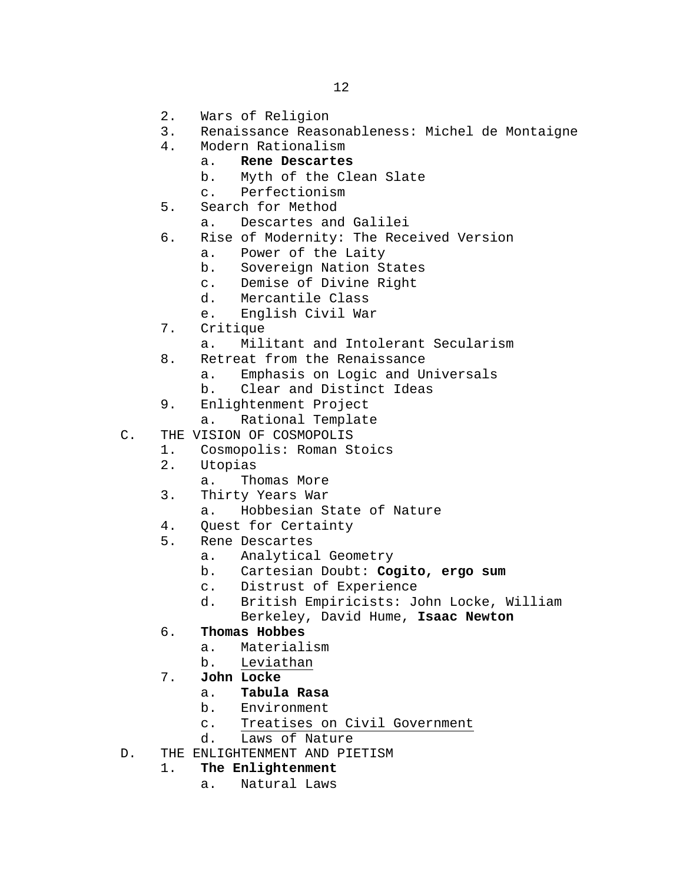2. Wars of Religion
3. Renaissance Reasonableness: Michel de Montaigne
4. Modern Rationalism
    a. **Rene Descartes**
    b. Myth of the Clean Slate
    c. Perfectionism
5. Search for Method
    a. Descartes and Galilei
6. Rise of Modernity: The Received Version
    a. Power of the Laity
    b. Sovereign Nation States
    c. Demise of Divine Right
    d. Mercantile Class
    e. English Civil War
7. Critique
    a. Militant and Intolerant Secularism
8. Retreat from the Renaissance
    a. Emphasis on Logic and Universals
    b. Clear and Distinct Ideas
9. Enlightenment Project
    a. Rational Template

C. THE VISION OF COSMOPOLIS
1. Cosmopolis: Roman Stoics
2. Utopias
    a. Thomas More
3. Thirty Years War
    a. Hobbesian State of Nature
4. Quest for Certainty
5. Rene Descartes
    a. Analytical Geometry
    b. Cartesian Doubt: **Cogito, ergo sum**
    c. Distrust of Experience
    d. British Empiricists: John Locke, William Berkeley, David Hume, **Isaac Newton**
6. **Thomas Hobbes**
    a. Materialism
    b. <u>Leviathan</u>
7. **John Locke**
    a. **Tabula Rasa**
    b. Environment
    c. <u>Treatises on Civil Government</u>
    d. Laws of Nature

D. THE ENLIGHTENMENT AND PIETISM
1. **The Enlightenment**
    a. Natural Laws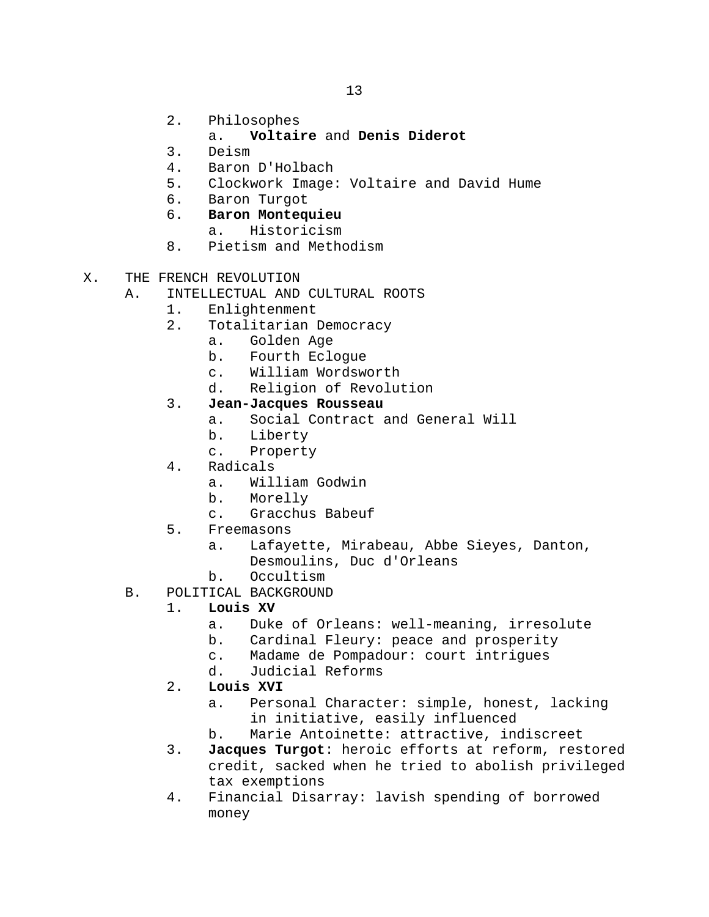2. Philosophes
    a. **Voltaire** and **Denis Diderot**
3. Deism
4. Baron D'Holbach
5. Clockwork Image: Voltaire and David Hume
6. Baron Turgot
6. **Baron Montequieu**
    a. Historicism
8. Pietism and Methodism

X. THE FRENCH REVOLUTION
  A. INTELLECTUAL AND CULTURAL ROOTS
    1. Enlightenment
    2. Totalitarian Democracy
        a. Golden Age
        b. Fourth Eclogue
        c. William Wordsworth
        d. Religion of Revolution
    3. **Jean-Jacques Rousseau**
        a. Social Contract and General Will
        b. Liberty
        c. Property
    4. Radicals
        a. William Godwin
        b. Morelly
        c. Gracchus Babeuf
    5. Freemasons
        a. Lafayette, Mirabeau, Abbe Sieyes, Danton, Desmoulins, Duc d'Orleans
        b. Occultism
  B. POLITICAL BACKGROUND
    1. **Louis XV**
        a. Duke of Orleans: well-meaning, irresolute
        b. Cardinal Fleury: peace and prosperity
        c. Madame de Pompadour: court intrigues
        d. Judicial Reforms
    2. **Louis XVI**
        a. Personal Character: simple, honest, lacking in initiative, easily influenced
        b. Marie Antoinette: attractive, indiscreet
    3. **Jacques Turgot**: heroic efforts at reform, restored credit, sacked when he tried to abolish privileged tax exemptions
    4. Financial Disarray: lavish spending of borrowed money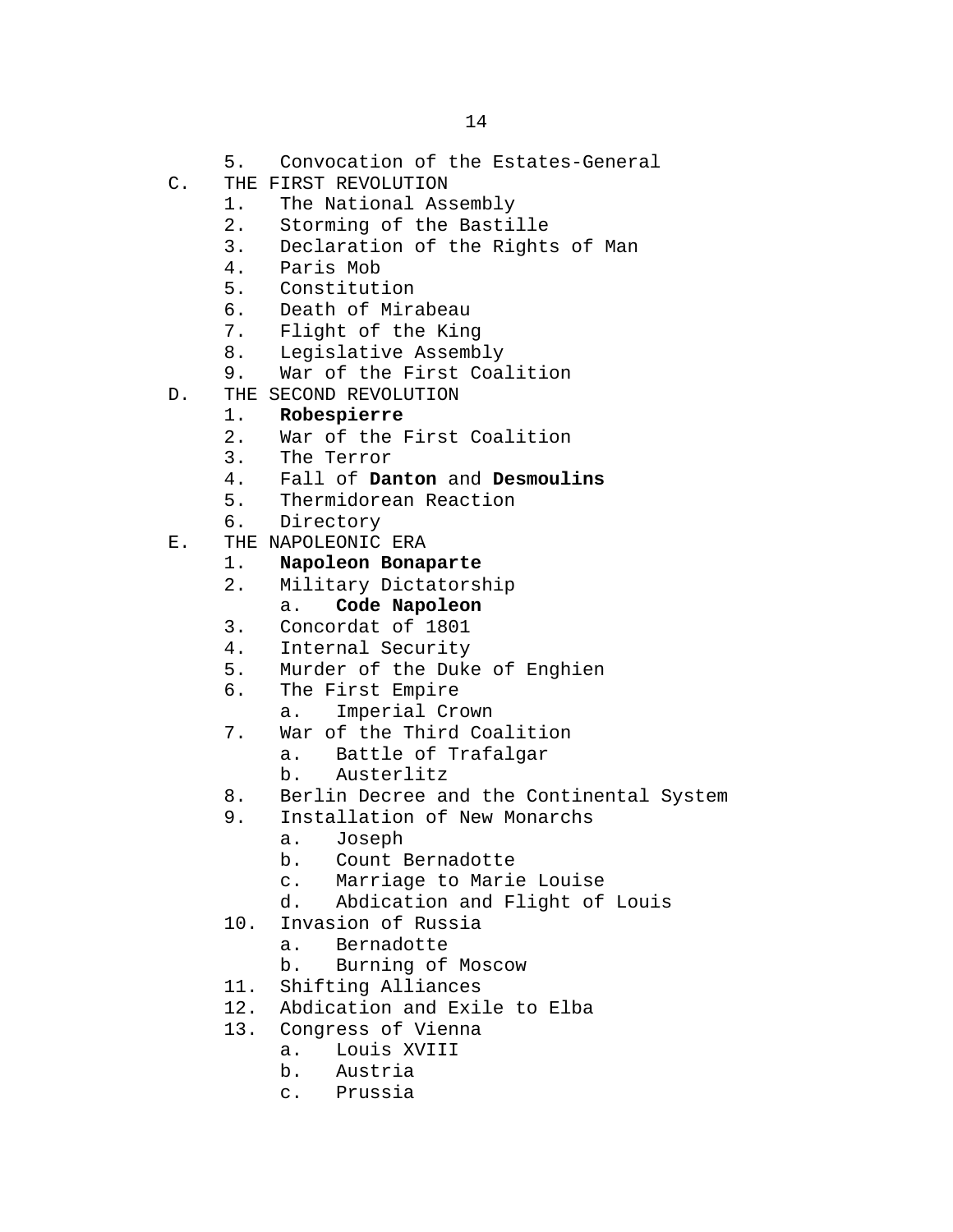5. Convocation of the Estates-General

C. THE FIRST REVOLUTION
   1. The National Assembly
   2. Storming of the Bastille
   3. Declaration of the Rights of Man
   4. Paris Mob
   5. Constitution
   6. Death of Mirabeau
   7. Flight of the King
   8. Legislative Assembly
   9. War of the First Coalition

D. THE SECOND REVOLUTION
   1. **Robespierre**
   2. War of the First Coalition
   3. The Terror
   4. Fall of **Danton** and **Desmoulins**
   5. Thermidorean Reaction
   6. Directory

E. THE NAPOLEONIC ERA
   1. **Napoleon Bonaparte**
   2. Military Dictatorship
      a. **Code Napoleon**
   3. Concordat of 1801
   4. Internal Security
   5. Murder of the Duke of Enghien
   6. The First Empire
      a. Imperial Crown
   7. War of the Third Coalition
      a. Battle of Trafalgar
      b. Austerlitz
   8. Berlin Decree and the Continental System
   9. Installation of New Monarchs
      a. Joseph
      b. Count Bernadotte
      c. Marriage to Marie Louise
      d. Abdication and Flight of Louis
   10. Invasion of Russia
       a. Bernadotte
       b. Burning of Moscow
   11. Shifting Alliances
   12. Abdication and Exile to Elba
   13. Congress of Vienna
       a. Louis XVIII
       b. Austria
       c. Prussia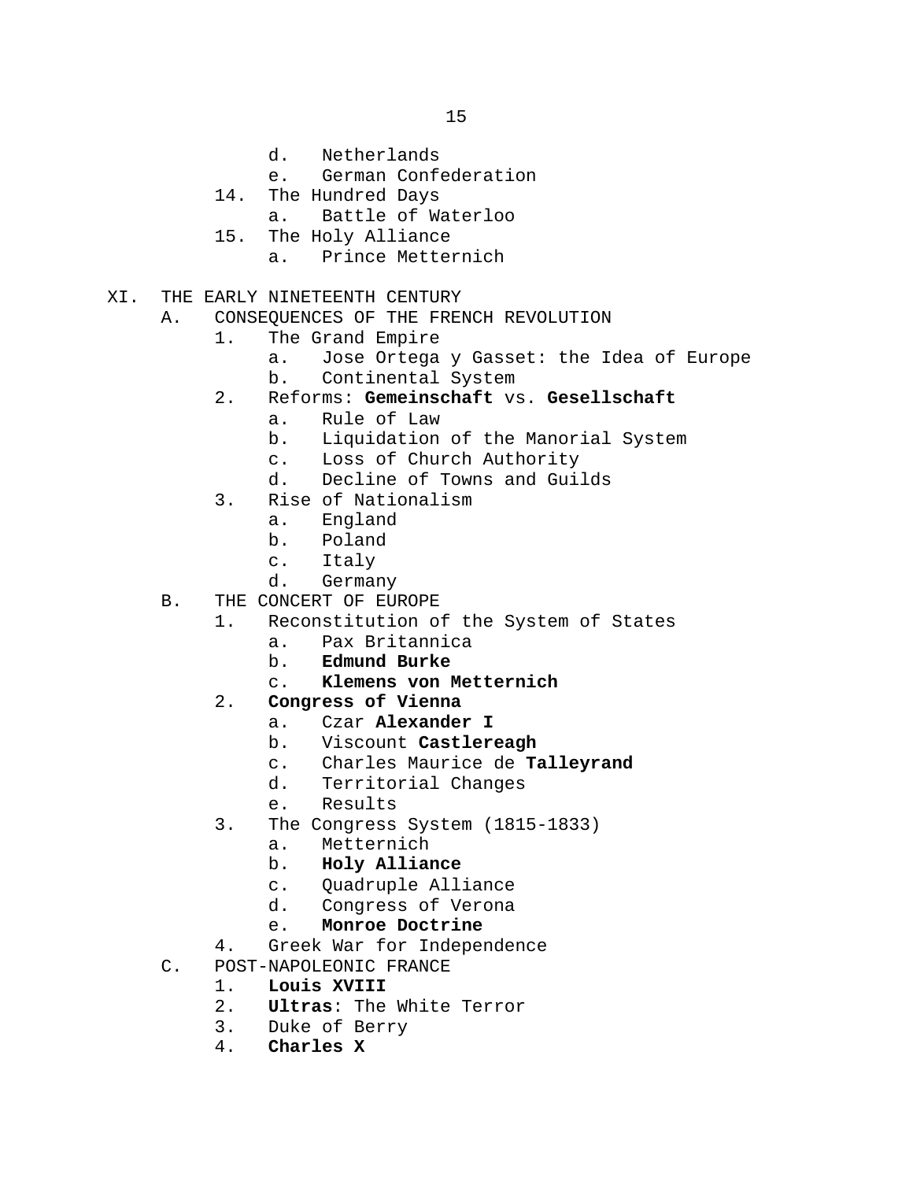- d. Netherlands
- e. German Confederation

14. The Hundred Days
    - a. Battle of Waterloo
15. The Holy Alliance
    - a. Prince Metternich

XI. THE EARLY NINETEENTH CENTURY

- A. CONSEQUENCES OF THE FRENCH REVOLUTION
  1. The Grand Empire
     - a. Jose Ortega y Gasset: the Idea of Europe
     - b. Continental System
  2. Reforms: **Gemeinschaft** vs. **Gesellschaft**
     - a. Rule of Law
     - b. Liquidation of the Manorial System
     - c. Loss of Church Authority
     - d. Decline of Towns and Guilds
  3. Rise of Nationalism
     - a. England
     - b. Poland
     - c. Italy
     - d. Germany
- B. THE CONCERT OF EUROPE
  1. Reconstitution of the System of States
     - a. Pax Britannica
     - b. **Edmund Burke**
     - c. **Klemens von Metternich**
  2. **Congress of Vienna**
     - a. Czar **Alexander I**
     - b. Viscount **Castlereagh**
     - c. Charles Maurice de **Talleyrand**
     - d. Territorial Changes
     - e. Results
  3. The Congress System (1815-1833)
     - a. Metternich
     - b. **Holy Alliance**
     - c. Quadruple Alliance
     - d. Congress of Verona
     - e. **Monroe Doctrine**
  4. Greek War for Independence
- C. POST-NAPOLEONIC FRANCE
  1. **Louis XVIII**
  2. **Ultras**: The White Terror
  3. Duke of Berry
  4. **Charles X**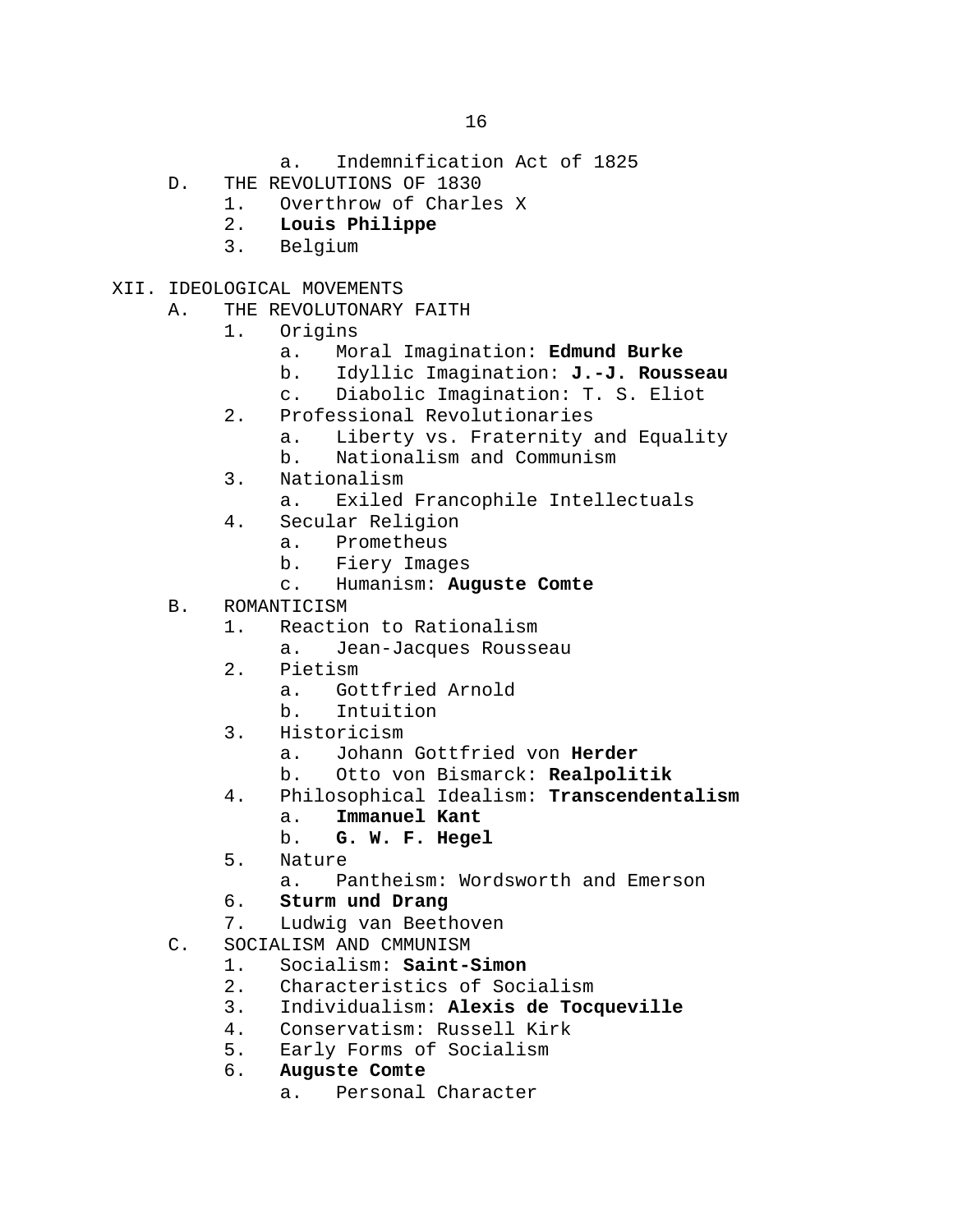- a. Indemnification Act of 1825

D. THE REVOLUTIONS OF 1830
   1. Overthrow of Charles X
   2. **Louis Philippe**
   3. Belgium

XII. IDEOLOGICAL MOVEMENTS

A. THE REVOLUTONARY FAITH
   1. Origins
      a. Moral Imagination: **Edmund Burke**
      b. Idyllic Imagination: **J.-J. Rousseau**
      c. Diabolic Imagination: T. S. Eliot
   2. Professional Revolutionaries
      a. Liberty vs. Fraternity and Equality
      b. Nationalism and Communism
   3. Nationalism
      a. Exiled Francophile Intellectuals
   4. Secular Religion
      a. Prometheus
      b. Fiery Images
      c. Humanism: **Auguste Comte**

B. ROMANTICISM
   1. Reaction to Rationalism
      a. Jean-Jacques Rousseau
   2. Pietism
      a. Gottfried Arnold
      b. Intuition
   3. Historicism
      a. Johann Gottfried von **Herder**
      b. Otto von Bismarck: **Realpolitik**
   4. Philosophical Idealism: **Transcendentalism**
      a. **Immanuel Kant**
      b. **G. W. F. Hegel**
   5. Nature
      a. Pantheism: Wordsworth and Emerson
   6. **Sturm und Drang**
   7. Ludwig van Beethoven

C. SOCIALISM AND CMMUNISM
   1. Socialism: **Saint-Simon**
   2. Characteristics of Socialism
   3. Individualism: **Alexis de Tocqueville**
   4. Conservatism: Russell Kirk
   5. Early Forms of Socialism
   6. **Auguste Comte**
      a. Personal Character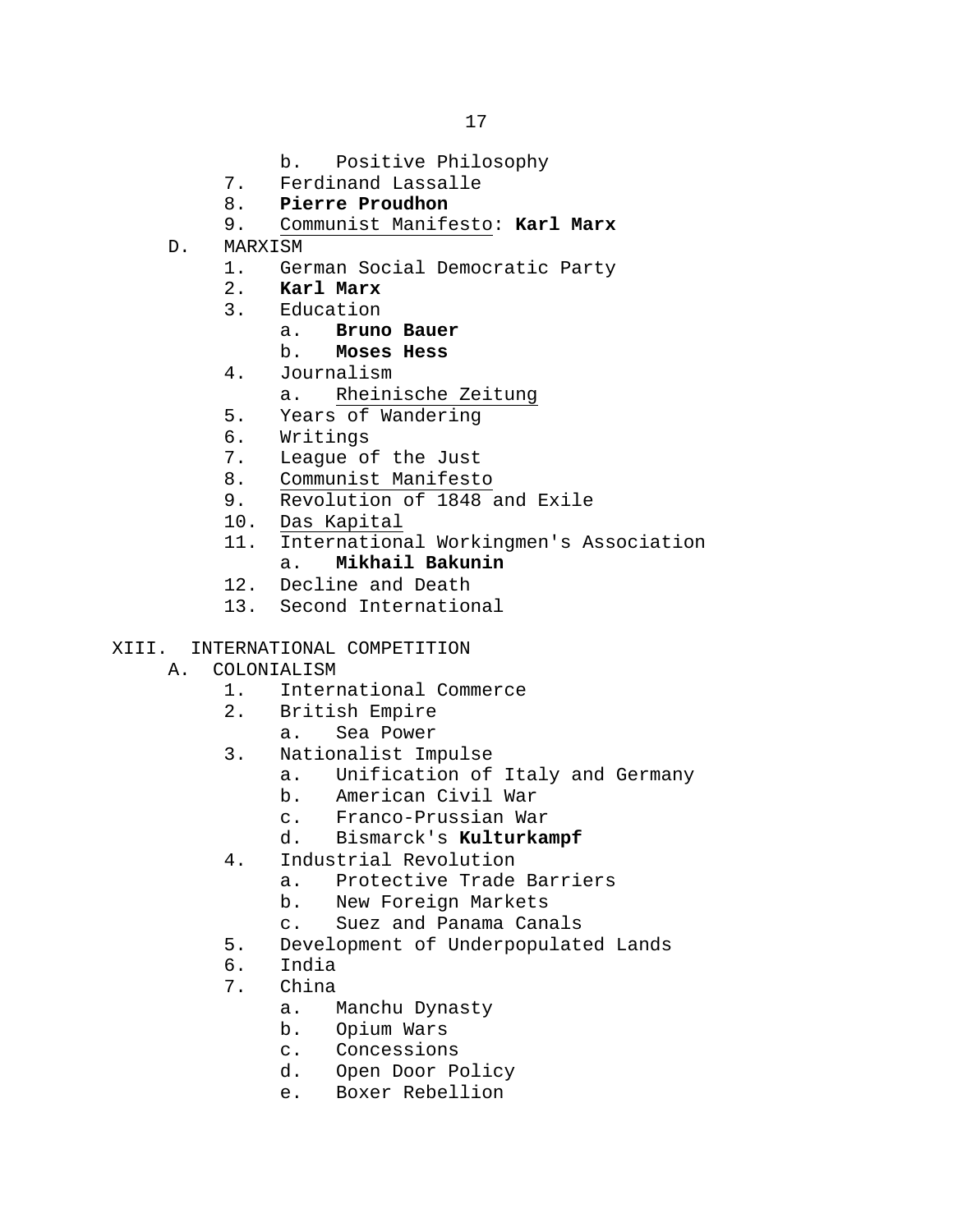b. Positive Philosophy
   7. Ferdinand Lassalle
   8. **Pierre Proudhon**
   9. Communist Manifesto: **Karl Marx**

D. MARXISM
   1. German Social Democratic Party
   2. **Karl Marx**
   3. Education
      a. **Bruno Bauer**
      b. **Moses Hess**
   4. Journalism
      a. Rheinische Zeitung
   5. Years of Wandering
   6. Writings
   7. League of the Just
   8. Communist Manifesto
   9. Revolution of 1848 and Exile
   10. Das Kapital
   11. International Workingmen's Association
       a. **Mikhail Bakunin**
   12. Decline and Death
   13. Second International

XIII. INTERNATIONAL COMPETITION

A. COLONIALISM
   1. International Commerce
   2. British Empire
      a. Sea Power
   3. Nationalist Impulse
      a. Unification of Italy and Germany
      b. American Civil War
      c. Franco-Prussian War
      d. Bismarck's **Kulturkampf**
   4. Industrial Revolution
      a. Protective Trade Barriers
      b. New Foreign Markets
      c. Suez and Panama Canals
   5. Development of Underpopulated Lands
   6. India
   7. China
      a. Manchu Dynasty
      b. Opium Wars
      c. Concessions
      d. Open Door Policy
      e. Boxer Rebellion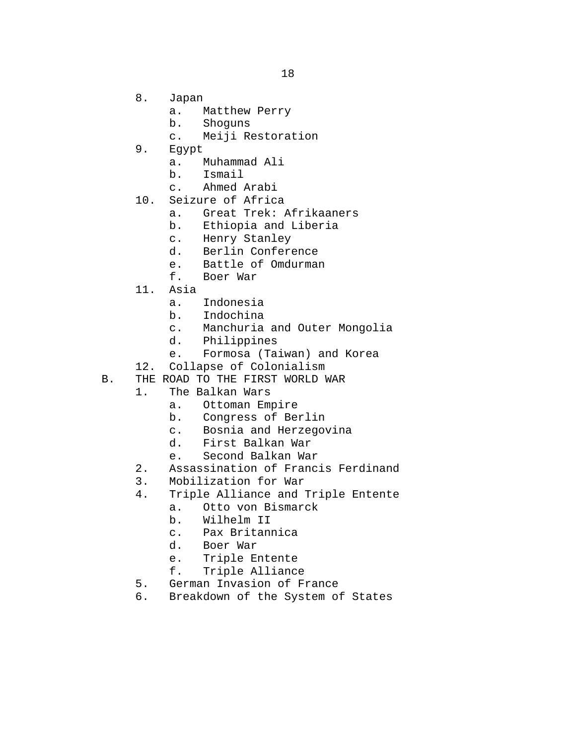8. Japan
    a. Matthew Perry
    b. Shoguns
    c. Meiji Restoration
9. Egypt
    a. Muhammad Ali
    b. Ismail
    c. Ahmed Arabi
10. Seizure of Africa
    a. Great Trek: Afrikaaners
    b. Ethiopia and Liberia
    c. Henry Stanley
    d. Berlin Conference
    e. Battle of Omdurman
    f. Boer War
11. Asia
    a. Indonesia
    b. Indochina
    c. Manchuria and Outer Mongolia
    d. Philippines
    e. Formosa (Taiwan) and Korea
12. Collapse of Colonialism

B. THE ROAD TO THE FIRST WORLD WAR

1. The Balkan Wars
    a. Ottoman Empire
    b. Congress of Berlin
    c. Bosnia and Herzegovina
    d. First Balkan War
    e. Second Balkan War
2. Assassination of Francis Ferdinand
3. Mobilization for War
4. Triple Alliance and Triple Entente
    a. Otto von Bismarck
    b. Wilhelm II
    c. Pax Britannica
    d. Boer War
    e. Triple Entente
    f. Triple Alliance
5. German Invasion of France
6. Breakdown of the System of States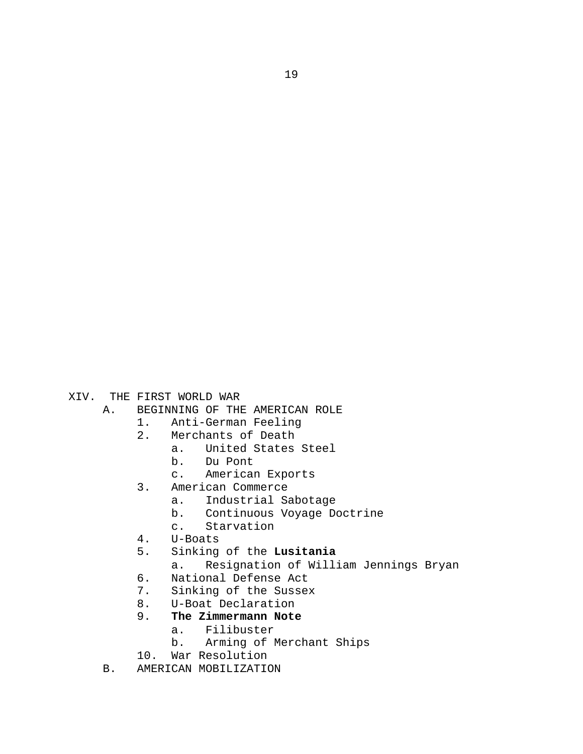XIV. THE FIRST WORLD WAR
- A. BEGINNING OF THE AMERICAN ROLE
    1. Anti-German Feeling
    2. Merchants of Death
        - a. United States Steel
        - b. Du Pont
        - c. American Exports
    3. American Commerce
        - a. Industrial Sabotage
        - b. Continuous Voyage Doctrine
        - c. Starvation
    4. U-Boats
    5. Sinking of the **Lusitania**
        - a. Resignation of William Jennings Bryan
    6. National Defense Act
    7. Sinking of the Sussex
    8. U-Boat Declaration
    9. **The Zimmermann Note**
        - a. Filibuster
        - b. Arming of Merchant Ships
    10. War Resolution
- B. AMERICAN MOBILIZATION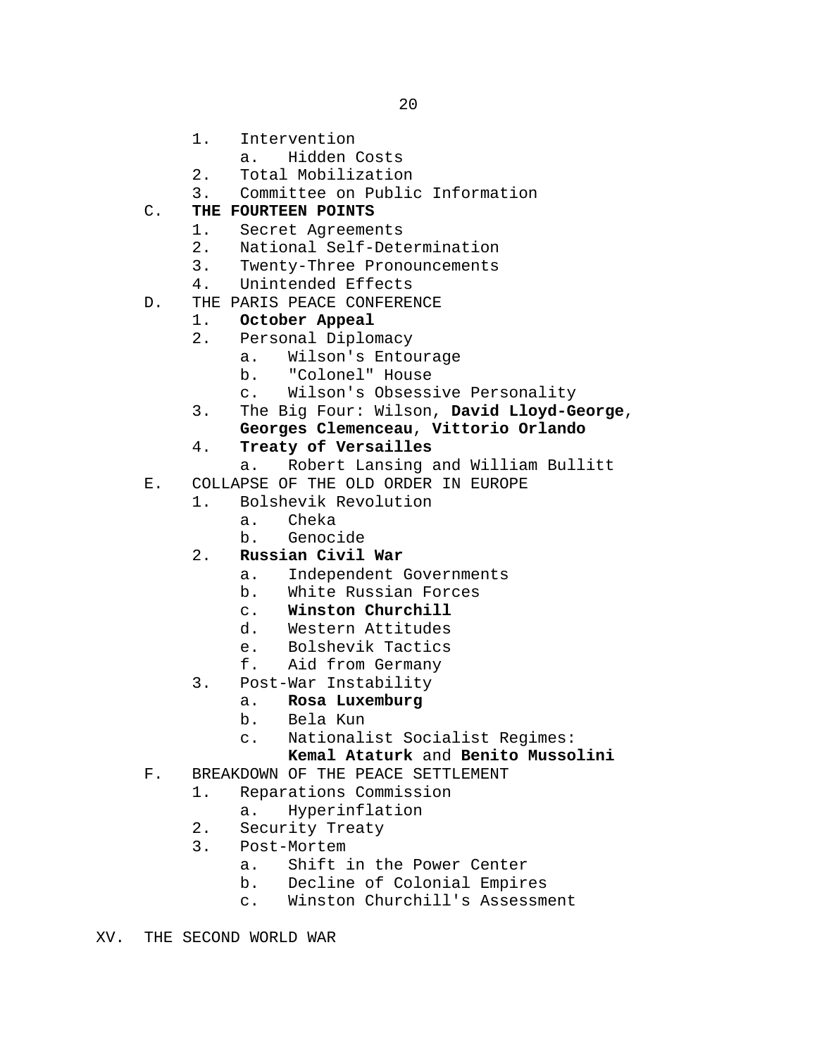1. Intervention
    a. Hidden Costs
2. Total Mobilization
3. Committee on Public Information

C. **THE FOURTEEN POINTS**
1. Secret Agreements
2. National Self-Determination
3. Twenty-Three Pronouncements
4. Unintended Effects

D. THE PARIS PEACE CONFERENCE
1. **October Appeal**
2. Personal Diplomacy
    a. Wilson's Entourage
    b. "Colonel" House
    c. Wilson's Obsessive Personality
3. The Big Four: Wilson, **David Lloyd-George**, **Georges Clemenceau**, **Vittorio Orlando**
4. **Treaty of Versailles**
    a. Robert Lansing and William Bullitt

E. COLLAPSE OF THE OLD ORDER IN EUROPE
1. Bolshevik Revolution
    a. Cheka
    b. Genocide
2. **Russian Civil War**
    a. Independent Governments
    b. White Russian Forces
    c. **Winston Churchill**
    d. Western Attitudes
    e. Bolshevik Tactics
    f. Aid from Germany
3. Post-War Instability
    a. **Rosa Luxemburg**
    b. Bela Kun
    c. Nationalist Socialist Regimes: **Kemal Ataturk** and **Benito Mussolini**

F. BREAKDOWN OF THE PEACE SETTLEMENT
1. Reparations Commission
    a. Hyperinflation
2. Security Treaty
3. Post-Mortem
    a. Shift in the Power Center
    b. Decline of Colonial Empires
    c. Winston Churchill's Assessment

XV. THE SECOND WORLD WAR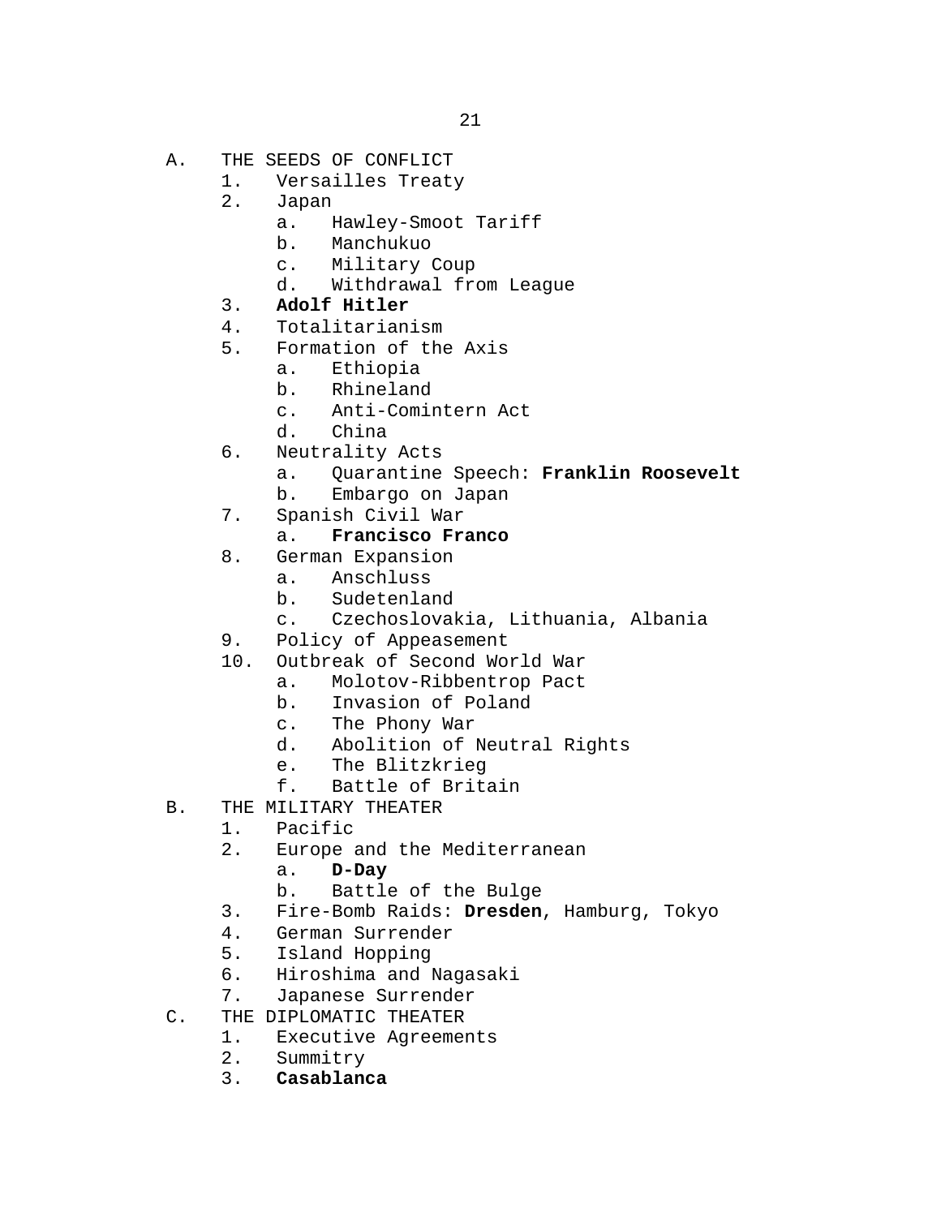A. THE SEEDS OF CONFLICT
  1. Versailles Treaty
  2. Japan
     a. Hawley-Smoot Tariff
     b. Manchukuo
     c. Military Coup
     d. Withdrawal from League
  3. **Adolf Hitler**
  4. Totalitarianism
  5. Formation of the Axis
     a. Ethiopia
     b. Rhineland
     c. Anti-Comintern Act
     d. China
  6. Neutrality Acts
     a. Quarantine Speech: **Franklin Roosevelt**
     b. Embargo on Japan
  7. Spanish Civil War
     a. **Francisco Franco**
  8. German Expansion
     a. Anschluss
     b. Sudetenland
     c. Czechoslovakia, Lithuania, Albania
  9. Policy of Appeasement
  10. Outbreak of Second World War
     a. Molotov-Ribbentrop Pact
     b. Invasion of Poland
     c. The Phony War
     d. Abolition of Neutral Rights
     e. The Blitzkrieg
     f. Battle of Britain

B. THE MILITARY THEATER
  1. Pacific
  2. Europe and the Mediterranean
     a. **D-Day**
     b. Battle of the Bulge
  3. Fire-Bomb Raids: **Dresden**, Hamburg, Tokyo
  4. German Surrender
  5. Island Hopping
  6. Hiroshima and Nagasaki
  7. Japanese Surrender

C. THE DIPLOMATIC THEATER
  1. Executive Agreements
  2. Summitry
  3. **Casablanca**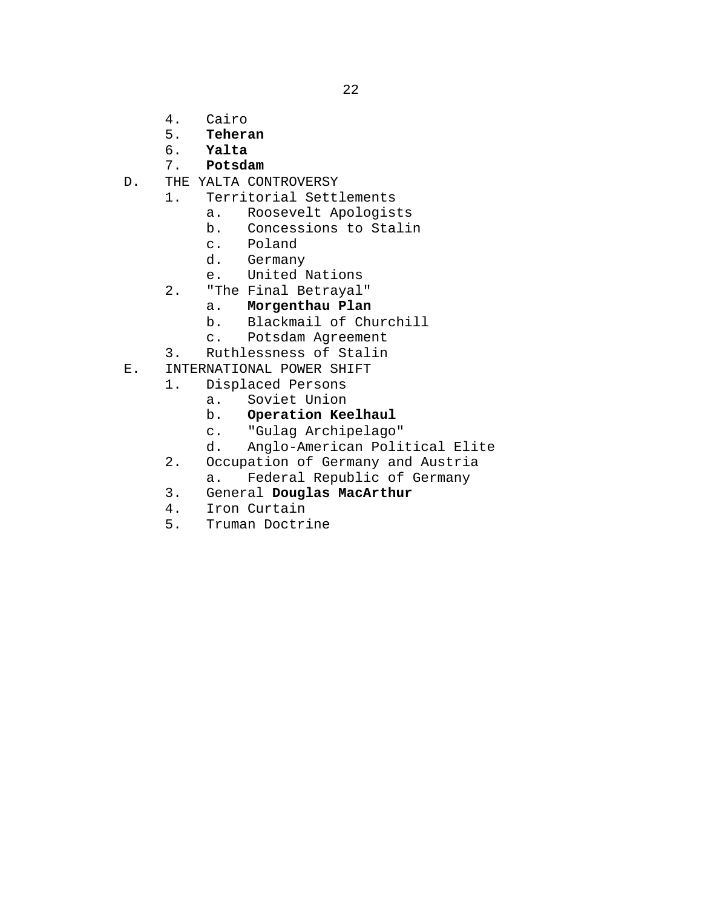4. Cairo
5. **Teheran**
6. **Yalta**
7. **Potsdam**

D. THE YALTA CONTROVERSY
   1. Territorial Settlements
      a. Roosevelt Apologists
      b. Concessions to Stalin
      c. Poland
      d. Germany
      e. United Nations
   2. "The Final Betrayal"
      a. **Morgenthau Plan**
      b. Blackmail of Churchill
      c. Potsdam Agreement
   3. Ruthlessness of Stalin

E. INTERNATIONAL POWER SHIFT
   1. Displaced Persons
      a. Soviet Union
      b. **Operation Keelhaul**
      c. "Gulag Archipelago"
      d. Anglo-American Political Elite
   2. Occupation of Germany and Austria
      a. Federal Republic of Germany
   3. General **Douglas MacArthur**
   4. Iron Curtain
   5. Truman Doctrine